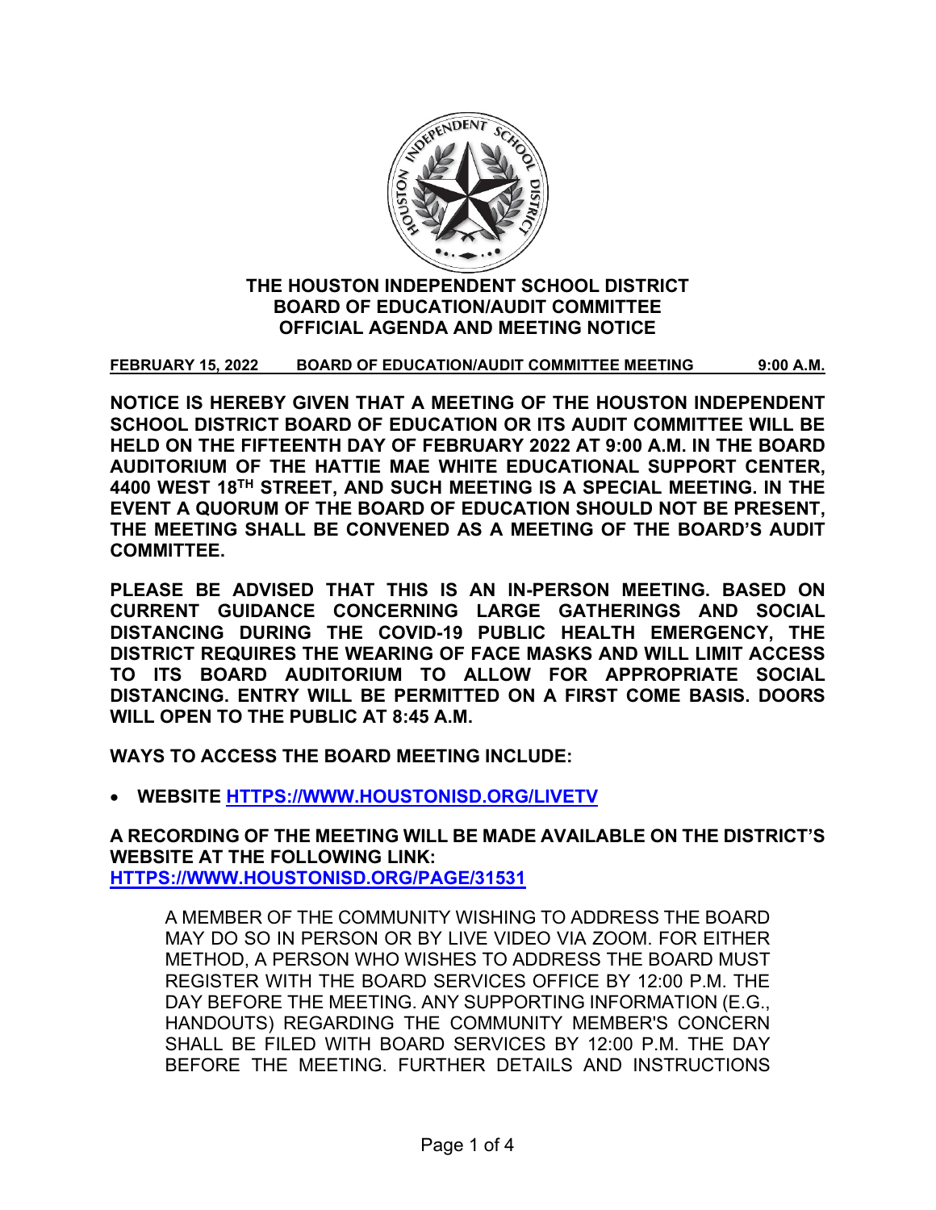# THE HOUSTON INDEPENDENT SCHOOL DISTRICT
# BOARD OF EDUCATION/AUDIT COMMITTEE
# OFFICIAL AGENDA AND MEETING NOTICE

**FEBRUARY 15, 2022 BOARD OF EDUCATION/AUDIT COMMITTEE MEETING 9:00 A.M.**

**NOTICE IS HEREBY GIVEN THAT A MEETING OF THE HOUSTON INDEPENDENT SCHOOL DISTRICT BOARD OF EDUCATION OR ITS AUDIT COMMITTEE WILL BE HELD ON THE FIFTEENTH DAY OF FEBRUARY 2022 AT 9:00 A.M. IN THE BOARD AUDITORIUM OF THE HATTIE MAE WHITE EDUCATIONAL SUPPORT CENTER, 4400 WEST 18TH STREET, AND SUCH MEETING IS A SPECIAL MEETING. IN THE EVENT A QUORUM OF THE BOARD OF EDUCATION SHOULD NOT BE PRESENT, THE MEETING SHALL BE CONVENED AS A MEETING OF THE BOARD'S AUDIT COMMITTEE.**

**PLEASE BE ADVISED THAT THIS IS AN IN-PERSON MEETING. BASED ON CURRENT GUIDANCE CONCERNING LARGE GATHERINGS AND SOCIAL DISTANCING DURING THE COVID-19 PUBLIC HEALTH EMERGENCY, THE DISTRICT REQUIRES THE WEARING OF FACE MASKS AND WILL LIMIT ACCESS TO ITS BOARD AUDITORIUM TO ALLOW FOR APPROPRIATE SOCIAL DISTANCING. ENTRY WILL BE PERMITTED ON A FIRST COME BASIS. DOORS WILL OPEN TO THE PUBLIC AT 8:45 A.M.**

**WAYS TO ACCESS THE BOARD MEETING INCLUDE:**

- **WEBSITE [HTTPS://WWW.HOUSTONISD.ORG/LIVETV](https://www.houstonisd.org/livetv)**

**A RECORDING OF THE MEETING WILL BE MADE AVAILABLE ON THE DISTRICT'S WEBSITE AT THE FOLLOWING LINK:**
**[HTTPS://WWW.HOUSTONISD.ORG/PAGE/31531](https://www.houstonisd.org/page/31531)**

A MEMBER OF THE COMMUNITY WISHING TO ADDRESS THE BOARD MAY DO SO IN PERSON OR BY LIVE VIDEO VIA ZOOM. FOR EITHER METHOD, A PERSON WHO WISHES TO ADDRESS THE BOARD MUST REGISTER WITH THE BOARD SERVICES OFFICE BY 12:00 P.M. THE DAY BEFORE THE MEETING. ANY SUPPORTING INFORMATION (E.G., HANDOUTS) REGARDING THE COMMUNITY MEMBER'S CONCERN SHALL BE FILED WITH BOARD SERVICES BY 12:00 P.M. THE DAY BEFORE THE MEETING. FURTHER DETAILS AND INSTRUCTIONS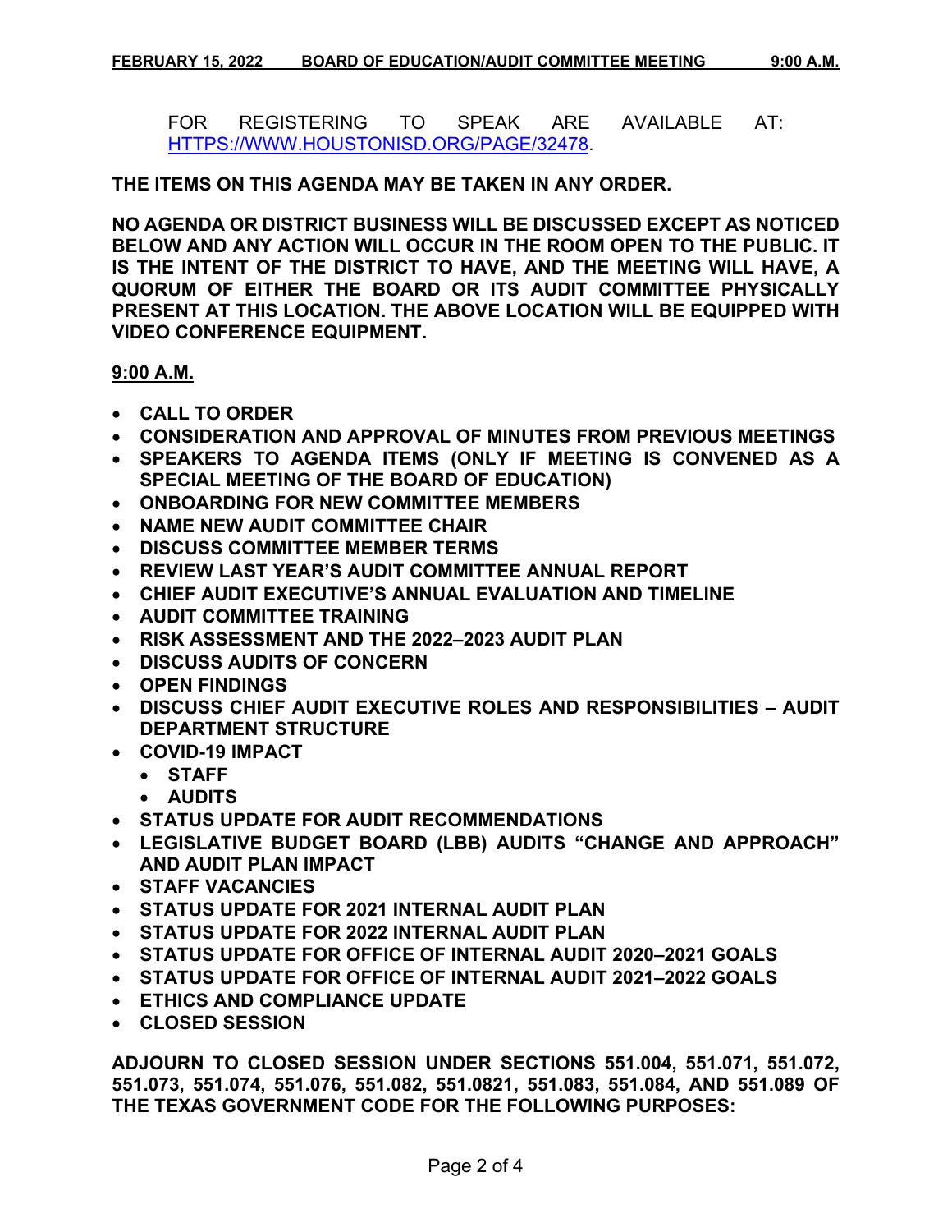FOR REGISTERING TO SPEAK ARE AVAILABLE AT: [HTTPS://WWW.HOUSTONISD.ORG/PAGE/32478](https://www.houstonisd.org/page/32478).

**THE ITEMS ON THIS AGENDA MAY BE TAKEN IN ANY ORDER.**

**NO AGENDA OR DISTRICT BUSINESS WILL BE DISCUSSED EXCEPT AS NOTICED BELOW AND ANY ACTION WILL OCCUR IN THE ROOM OPEN TO THE PUBLIC. IT IS THE INTENT OF THE DISTRICT TO HAVE, AND THE MEETING WILL HAVE, A QUORUM OF EITHER THE BOARD OR ITS AUDIT COMMITTEE PHYSICALLY PRESENT AT THIS LOCATION. THE ABOVE LOCATION WILL BE EQUIPPED WITH VIDEO CONFERENCE EQUIPMENT.**

**9:00 A.M.**

- **CALL TO ORDER**
- **CONSIDERATION AND APPROVAL OF MINUTES FROM PREVIOUS MEETINGS**
- **SPEAKERS TO AGENDA ITEMS (ONLY IF MEETING IS CONVENED AS A SPECIAL MEETING OF THE BOARD OF EDUCATION)**
- **ONBOARDING FOR NEW COMMITTEE MEMBERS**
- **NAME NEW AUDIT COMMITTEE CHAIR**
- **DISCUSS COMMITTEE MEMBER TERMS**
- **REVIEW LAST YEAR'S AUDIT COMMITTEE ANNUAL REPORT**
- **CHIEF AUDIT EXECUTIVE'S ANNUAL EVALUATION AND TIMELINE**
- **AUDIT COMMITTEE TRAINING**
- **RISK ASSESSMENT AND THE 2022–2023 AUDIT PLAN**
- **DISCUSS AUDITS OF CONCERN**
- **OPEN FINDINGS**
- **DISCUSS CHIEF AUDIT EXECUTIVE ROLES AND RESPONSIBILITIES – AUDIT DEPARTMENT STRUCTURE**
- **COVID-19 IMPACT**
  - **STAFF**
  - **AUDITS**
- **STATUS UPDATE FOR AUDIT RECOMMENDATIONS**
- **LEGISLATIVE BUDGET BOARD (LBB) AUDITS "CHANGE AND APPROACH" AND AUDIT PLAN IMPACT**
- **STAFF VACANCIES**
- **STATUS UPDATE FOR 2021 INTERNAL AUDIT PLAN**
- **STATUS UPDATE FOR 2022 INTERNAL AUDIT PLAN**
- **STATUS UPDATE FOR OFFICE OF INTERNAL AUDIT 2020–2021 GOALS**
- **STATUS UPDATE FOR OFFICE OF INTERNAL AUDIT 2021–2022 GOALS**
- **ETHICS AND COMPLIANCE UPDATE**
- **CLOSED SESSION**

**ADJOURN TO CLOSED SESSION UNDER SECTIONS 551.004, 551.071, 551.072, 551.073, 551.074, 551.076, 551.082, 551.0821, 551.083, 551.084, AND 551.089 OF THE TEXAS GOVERNMENT CODE FOR THE FOLLOWING PURPOSES:**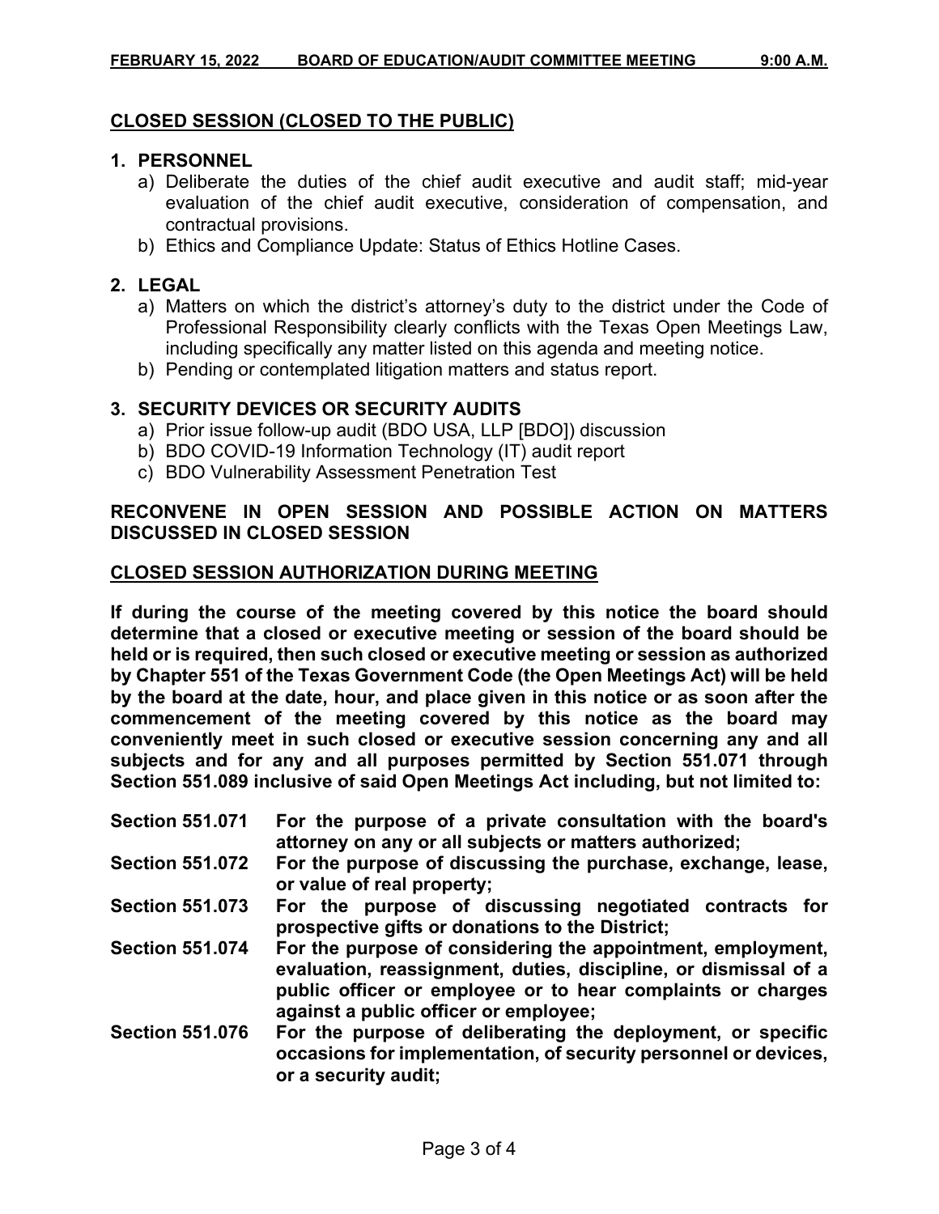## CLOSED SESSION (CLOSED TO THE PUBLIC)

### 1. PERSONNEL

a) Deliberate the duties of the chief audit executive and audit staff; mid-year evaluation of the chief audit executive, consideration of compensation, and contractual provisions.

b) Ethics and Compliance Update: Status of Ethics Hotline Cases.

### 2. LEGAL

a) Matters on which the district's attorney's duty to the district under the Code of Professional Responsibility clearly conflicts with the Texas Open Meetings Law, including specifically any matter listed on this agenda and meeting notice.

b) Pending or contemplated litigation matters and status report.

### 3. SECURITY DEVICES OR SECURITY AUDITS

a) Prior issue follow-up audit (BDO USA, LLP [BDO]) discussion

b) BDO COVID-19 Information Technology (IT) audit report

c) BDO Vulnerability Assessment Penetration Test

## RECONVENE IN OPEN SESSION AND POSSIBLE ACTION ON MATTERS DISCUSSED IN CLOSED SESSION

## CLOSED SESSION AUTHORIZATION DURING MEETING

**If during the course of the meeting covered by this notice the board should determine that a closed or executive meeting or session of the board should be held or is required, then such closed or executive meeting or session as authorized by Chapter 551 of the Texas Government Code (the Open Meetings Act) will be held by the board at the date, hour, and place given in this notice or as soon after the commencement of the meeting covered by this notice as the board may conveniently meet in such closed or executive session concerning any and all subjects and for any and all purposes permitted by Section 551.071 through Section 551.089 inclusive of said Open Meetings Act including, but not limited to:**

**Section 551.071** — **For the purpose of a private consultation with the board's attorney on any or all subjects or matters authorized;**

**Section 551.072** — **For the purpose of discussing the purchase, exchange, lease, or value of real property;**

**Section 551.073** — **For the purpose of discussing negotiated contracts for prospective gifts or donations to the District;**

**Section 551.074** — **For the purpose of considering the appointment, employment, evaluation, reassignment, duties, discipline, or dismissal of a public officer or employee or to hear complaints or charges against a public officer or employee;**

**Section 551.076** — **For the purpose of deliberating the deployment, or specific occasions for implementation, of security personnel or devices, or a security audit;**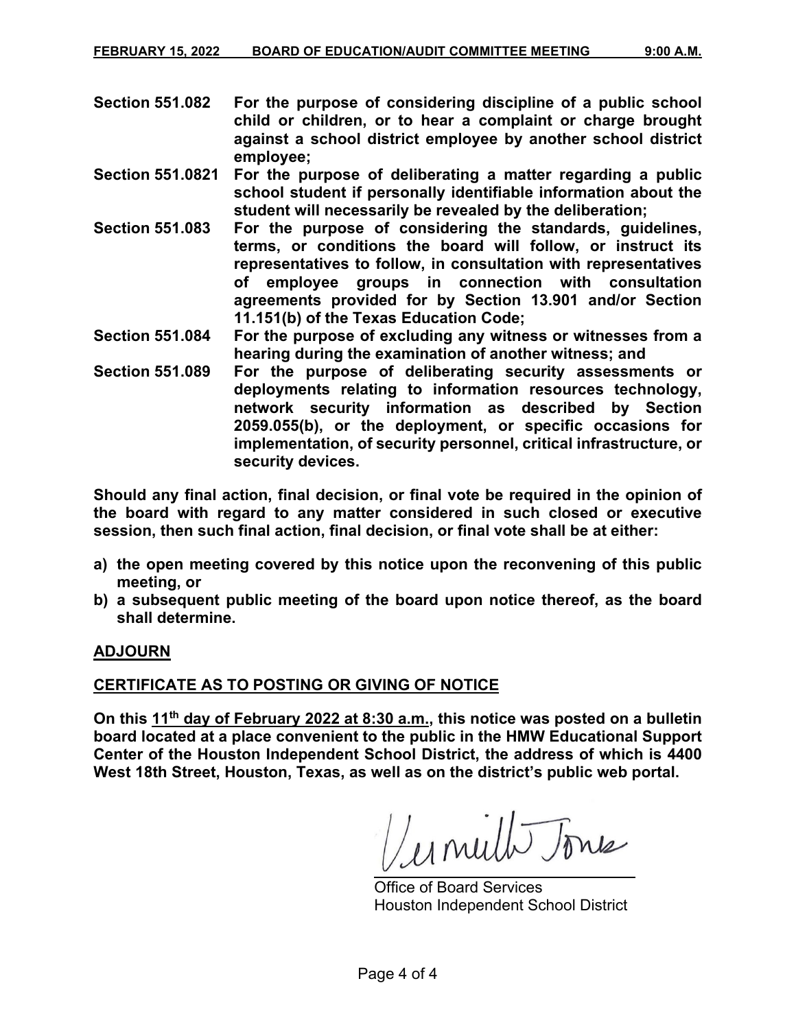**Section 551.082** **For the purpose of considering discipline of a public school child or children, or to hear a complaint or charge brought against a school district employee by another school district employee;**

**Section 551.0821** **For the purpose of deliberating a matter regarding a public school student if personally identifiable information about the student will necessarily be revealed by the deliberation;**

**Section 551.083** **For the purpose of considering the standards, guidelines, terms, or conditions the board will follow, or instruct its representatives to follow, in consultation with representatives of employee groups in connection with consultation agreements provided for by Section 13.901 and/or Section 11.151(b) of the Texas Education Code;**

**Section 551.084** **For the purpose of excluding any witness or witnesses from a hearing during the examination of another witness; and**

**Section 551.089** **For the purpose of deliberating security assessments or deployments relating to information resources technology, network security information as described by Section 2059.055(b), or the deployment, or specific occasions for implementation, of security personnel, critical infrastructure, or security devices.**

**Should any final action, final decision, or final vote be required in the opinion of the board with regard to any matter considered in such closed or executive session, then such final action, final decision, or final vote shall be at either:**

**a) the open meeting covered by this notice upon the reconvening of this public meeting, or**

**b) a subsequent public meeting of the board upon notice thereof, as the board shall determine.**

## ADJOURN

## CERTIFICATE AS TO POSTING OR GIVING OF NOTICE

**On this 11th day of February 2022 at 8:30 a.m., this notice was posted on a bulletin board located at a place convenient to the public in the HMW Educational Support Center of the Houston Independent School District, the address of which is 4400 West 18th Street, Houston, Texas, as well as on the district's public web portal.**

Vermillo Jones

Office of Board Services
Houston Independent School District